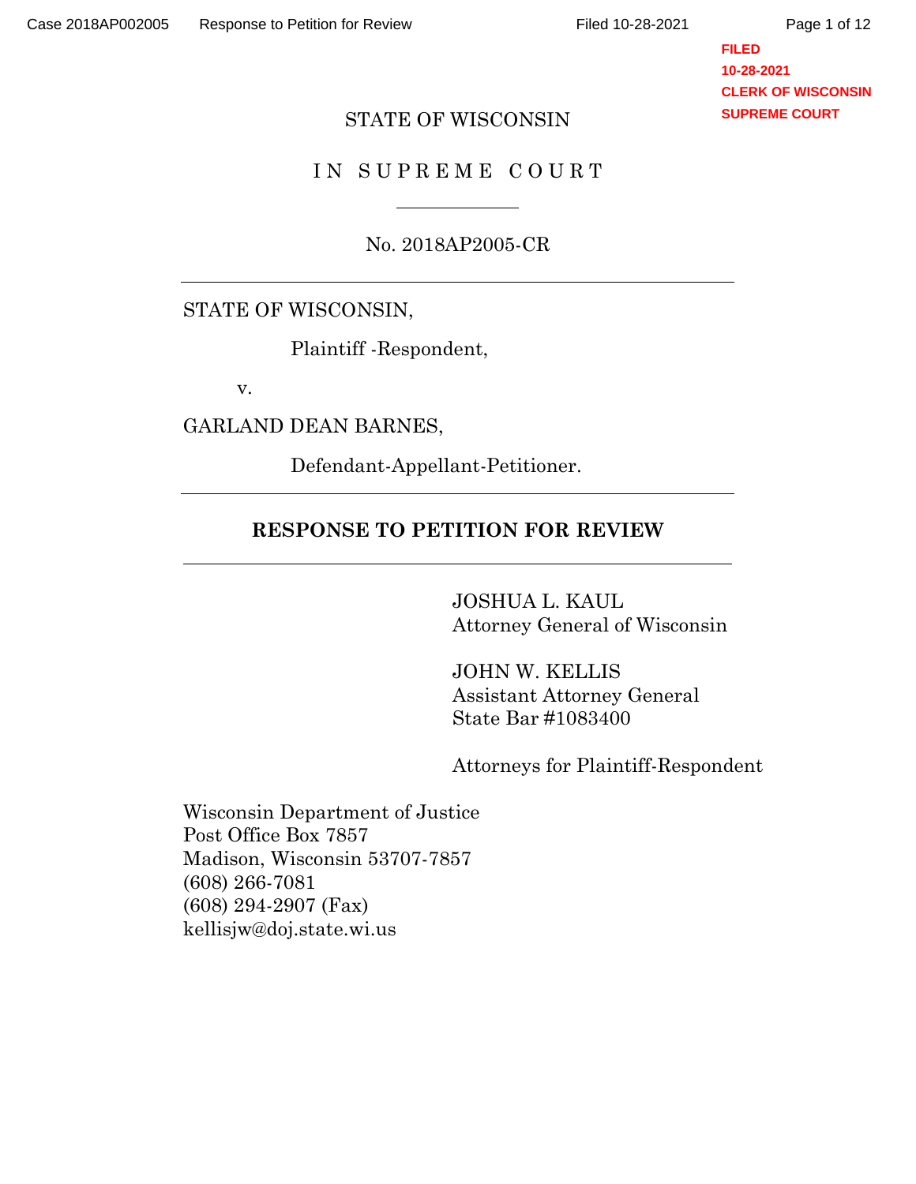STATE OF WISCONSIN

IN SUPREME COURT

No. 2018AP2005-CR

---

STATE OF WISCONSIN,

Plaintiff -Respondent,

v.

GARLAND DEAN BARNES,

Defendant-Appellant-Petitioner.

---

**RESPONSE TO PETITION FOR REVIEW**

---

JOSHUA L. KAUL
Attorney General of Wisconsin

JOHN W. KELLIS
Assistant Attorney General
State Bar #1083400

Attorneys for Plaintiff-Respondent

Wisconsin Department of Justice
Post Office Box 7857
Madison, Wisconsin 53707-7857
(608) 266-7081
(608) 294-2907 (Fax)
kellisjw@doj.state.wi.us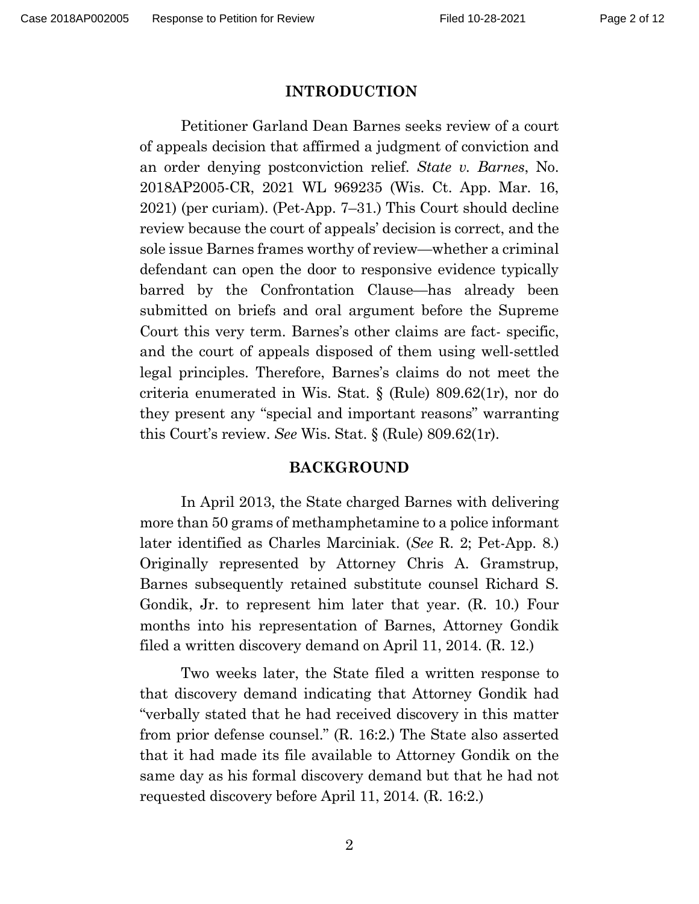## INTRODUCTION

Petitioner Garland Dean Barnes seeks review of a court of appeals decision that affirmed a judgment of conviction and an order denying postconviction relief. *State v. Barnes*, No. 2018AP2005-CR, 2021 WL 969235 (Wis. Ct. App. Mar. 16, 2021) (per curiam). (Pet-App. 7–31.) This Court should decline review because the court of appeals' decision is correct, and the sole issue Barnes frames worthy of review—whether a criminal defendant can open the door to responsive evidence typically barred by the Confrontation Clause—has already been submitted on briefs and oral argument before the Supreme Court this very term. Barnes's other claims are fact- specific, and the court of appeals disposed of them using well-settled legal principles. Therefore, Barnes's claims do not meet the criteria enumerated in Wis. Stat. § (Rule) 809.62(1r), nor do they present any "special and important reasons" warranting this Court's review. *See* Wis. Stat. § (Rule) 809.62(1r).

## BACKGROUND

In April 2013, the State charged Barnes with delivering more than 50 grams of methamphetamine to a police informant later identified as Charles Marciniak. (*See* R. 2; Pet-App. 8.) Originally represented by Attorney Chris A. Gramstrup, Barnes subsequently retained substitute counsel Richard S. Gondik, Jr. to represent him later that year. (R. 10.) Four months into his representation of Barnes, Attorney Gondik filed a written discovery demand on April 11, 2014. (R. 12.)

Two weeks later, the State filed a written response to that discovery demand indicating that Attorney Gondik had "verbally stated that he had received discovery in this matter from prior defense counsel." (R. 16:2.) The State also asserted that it had made its file available to Attorney Gondik on the same day as his formal discovery demand but that he had not requested discovery before April 11, 2014. (R. 16:2.)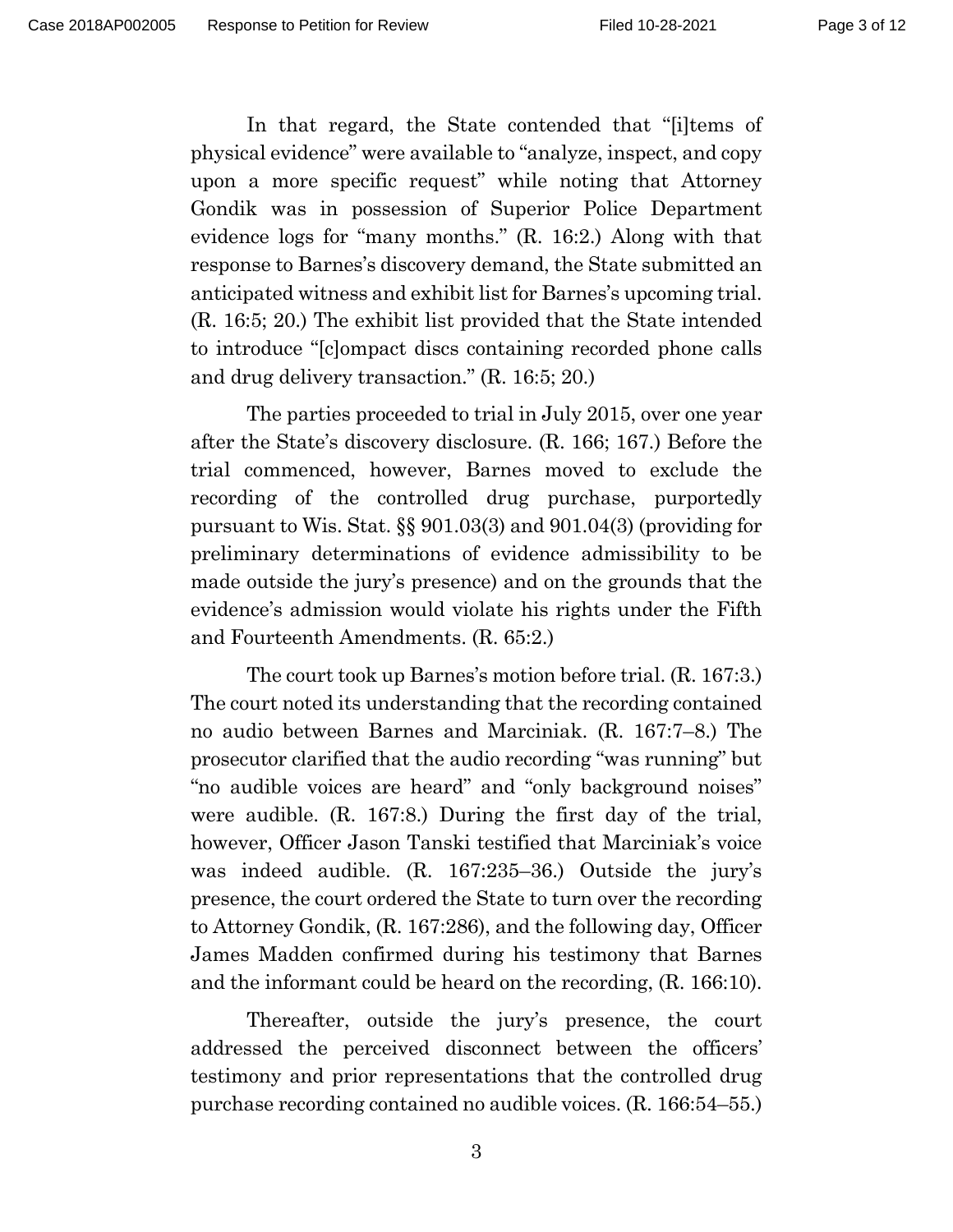In that regard, the State contended that "[i]tems of physical evidence" were available to "analyze, inspect, and copy upon a more specific request" while noting that Attorney Gondik was in possession of Superior Police Department evidence logs for "many months." (R. 16:2.) Along with that response to Barnes's discovery demand, the State submitted an anticipated witness and exhibit list for Barnes's upcoming trial. (R. 16:5; 20.) The exhibit list provided that the State intended to introduce "[c]ompact discs containing recorded phone calls and drug delivery transaction." (R. 16:5; 20.)

The parties proceeded to trial in July 2015, over one year after the State's discovery disclosure. (R. 166; 167.) Before the trial commenced, however, Barnes moved to exclude the recording of the controlled drug purchase, purportedly pursuant to Wis. Stat. §§ 901.03(3) and 901.04(3) (providing for preliminary determinations of evidence admissibility to be made outside the jury's presence) and on the grounds that the evidence's admission would violate his rights under the Fifth and Fourteenth Amendments. (R. 65:2.)

The court took up Barnes's motion before trial. (R. 167:3.) The court noted its understanding that the recording contained no audio between Barnes and Marciniak. (R. 167:7–8.) The prosecutor clarified that the audio recording "was running" but "no audible voices are heard" and "only background noises" were audible. (R. 167:8.) During the first day of the trial, however, Officer Jason Tanski testified that Marciniak's voice was indeed audible. (R. 167:235–36.) Outside the jury's presence, the court ordered the State to turn over the recording to Attorney Gondik, (R. 167:286), and the following day, Officer James Madden confirmed during his testimony that Barnes and the informant could be heard on the recording, (R. 166:10).

Thereafter, outside the jury's presence, the court addressed the perceived disconnect between the officers' testimony and prior representations that the controlled drug purchase recording contained no audible voices. (R. 166:54–55.)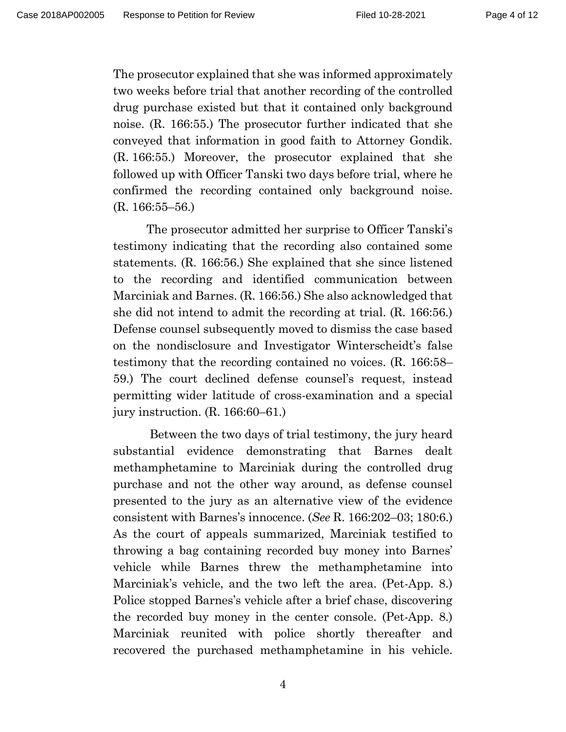The prosecutor explained that she was informed approximately two weeks before trial that another recording of the controlled drug purchase existed but that it contained only background noise. (R. 166:55.) The prosecutor further indicated that she conveyed that information in good faith to Attorney Gondik. (R. 166:55.) Moreover, the prosecutor explained that she followed up with Officer Tanski two days before trial, where he confirmed the recording contained only background noise. (R. 166:55–56.)

The prosecutor admitted her surprise to Officer Tanski's testimony indicating that the recording also contained some statements. (R. 166:56.) She explained that she since listened to the recording and identified communication between Marciniak and Barnes. (R. 166:56.) She also acknowledged that she did not intend to admit the recording at trial. (R. 166:56.) Defense counsel subsequently moved to dismiss the case based on the nondisclosure and Investigator Winterscheidt's false testimony that the recording contained no voices. (R. 166:58–59.) The court declined defense counsel's request, instead permitting wider latitude of cross-examination and a special jury instruction. (R. 166:60–61.)

Between the two days of trial testimony, the jury heard substantial evidence demonstrating that Barnes dealt methamphetamine to Marciniak during the controlled drug purchase and not the other way around, as defense counsel presented to the jury as an alternative view of the evidence consistent with Barnes's innocence. (*See* R. 166:202–03; 180:6.) As the court of appeals summarized, Marciniak testified to throwing a bag containing recorded buy money into Barnes' vehicle while Barnes threw the methamphetamine into Marciniak's vehicle, and the two left the area. (Pet-App. 8.) Police stopped Barnes's vehicle after a brief chase, discovering the recorded buy money in the center console. (Pet-App. 8.) Marciniak reunited with police shortly thereafter and recovered the purchased methamphetamine in his vehicle.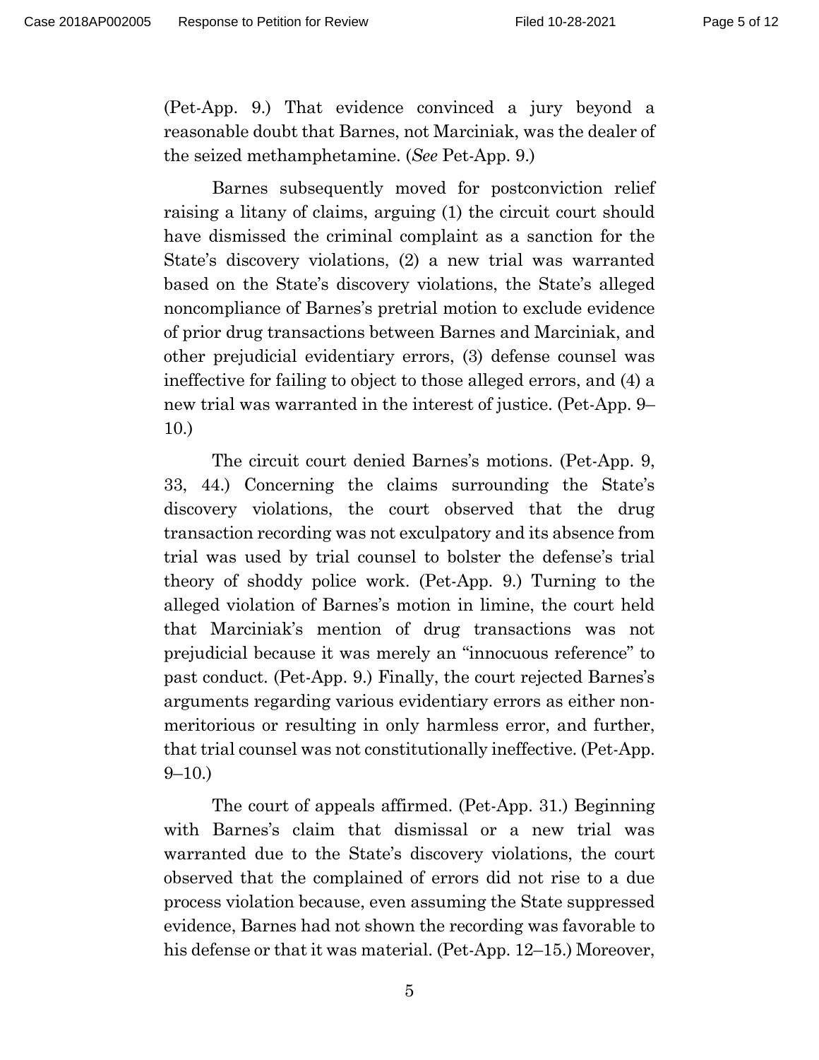(Pet-App. 9.) That evidence convinced a jury beyond a reasonable doubt that Barnes, not Marciniak, was the dealer of the seized methamphetamine. (*See* Pet-App. 9.)

Barnes subsequently moved for postconviction relief raising a litany of claims, arguing (1) the circuit court should have dismissed the criminal complaint as a sanction for the State's discovery violations, (2) a new trial was warranted based on the State's discovery violations, the State's alleged noncompliance of Barnes's pretrial motion to exclude evidence of prior drug transactions between Barnes and Marciniak, and other prejudicial evidentiary errors, (3) defense counsel was ineffective for failing to object to those alleged errors, and (4) a new trial was warranted in the interest of justice. (Pet-App. 9–10.)

The circuit court denied Barnes's motions. (Pet-App. 9, 33, 44.) Concerning the claims surrounding the State's discovery violations, the court observed that the drug transaction recording was not exculpatory and its absence from trial was used by trial counsel to bolster the defense's trial theory of shoddy police work. (Pet-App. 9.) Turning to the alleged violation of Barnes's motion in limine, the court held that Marciniak's mention of drug transactions was not prejudicial because it was merely an "innocuous reference" to past conduct. (Pet-App. 9.) Finally, the court rejected Barnes's arguments regarding various evidentiary errors as either non-meritorious or resulting in only harmless error, and further, that trial counsel was not constitutionally ineffective. (Pet-App. 9–10.)

The court of appeals affirmed. (Pet-App. 31.) Beginning with Barnes's claim that dismissal or a new trial was warranted due to the State's discovery violations, the court observed that the complained of errors did not rise to a due process violation because, even assuming the State suppressed evidence, Barnes had not shown the recording was favorable to his defense or that it was material. (Pet-App. 12–15.) Moreover,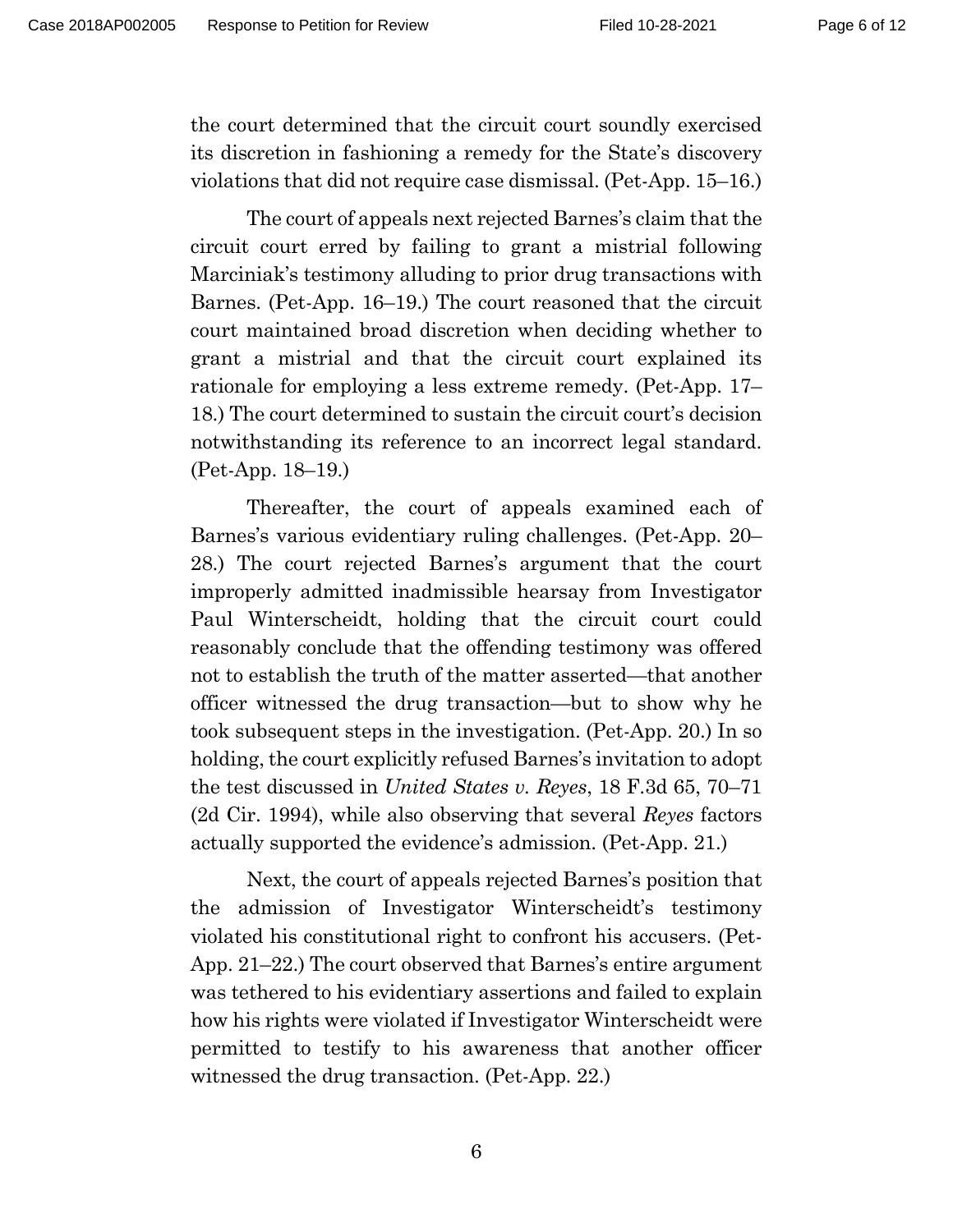the court determined that the circuit court soundly exercised its discretion in fashioning a remedy for the State's discovery violations that did not require case dismissal. (Pet-App. 15–16.)

The court of appeals next rejected Barnes's claim that the circuit court erred by failing to grant a mistrial following Marciniak's testimony alluding to prior drug transactions with Barnes. (Pet-App. 16–19.) The court reasoned that the circuit court maintained broad discretion when deciding whether to grant a mistrial and that the circuit court explained its rationale for employing a less extreme remedy. (Pet-App. 17–18.) The court determined to sustain the circuit court's decision notwithstanding its reference to an incorrect legal standard. (Pet-App. 18–19.)

Thereafter, the court of appeals examined each of Barnes's various evidentiary ruling challenges. (Pet-App. 20–28.) The court rejected Barnes's argument that the court improperly admitted inadmissible hearsay from Investigator Paul Winterscheidt, holding that the circuit court could reasonably conclude that the offending testimony was offered not to establish the truth of the matter asserted—that another officer witnessed the drug transaction—but to show why he took subsequent steps in the investigation. (Pet-App. 20.) In so holding, the court explicitly refused Barnes's invitation to adopt the test discussed in *United States v. Reyes*, 18 F.3d 65, 70–71 (2d Cir. 1994), while also observing that several *Reyes* factors actually supported the evidence's admission. (Pet-App. 21.)

Next, the court of appeals rejected Barnes's position that the admission of Investigator Winterscheidt's testimony violated his constitutional right to confront his accusers. (Pet-App. 21–22.) The court observed that Barnes's entire argument was tethered to his evidentiary assertions and failed to explain how his rights were violated if Investigator Winterscheidt were permitted to testify to his awareness that another officer witnessed the drug transaction. (Pet-App. 22.)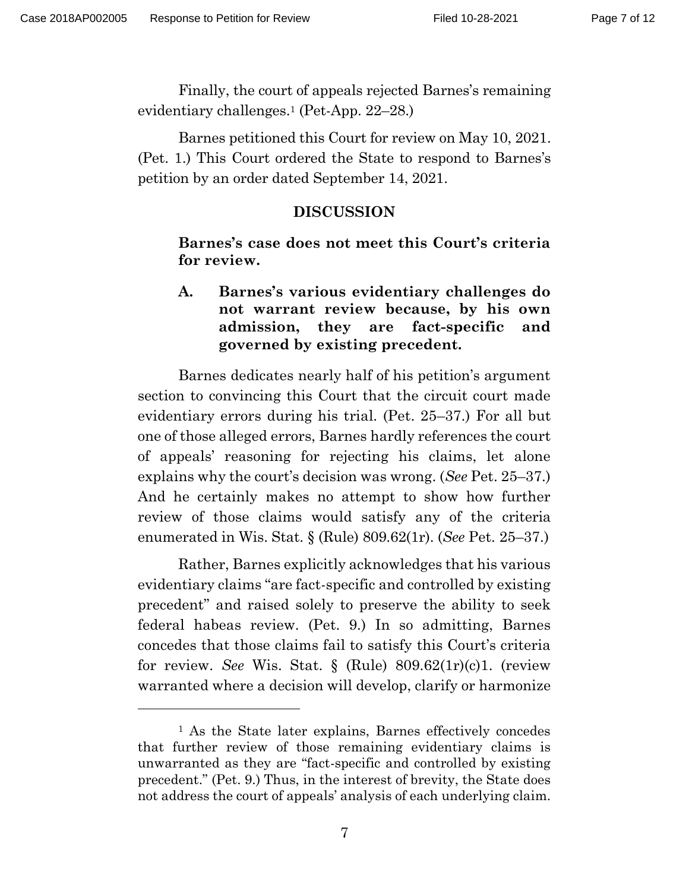Finally, the court of appeals rejected Barnes's remaining evidentiary challenges.[1] (Pet-App. 22–28.)

Barnes petitioned this Court for review on May 10, 2021. (Pet. 1.) This Court ordered the State to respond to Barnes's petition by an order dated September 14, 2021.

## DISCUSSION

### Barnes's case does not meet this Court's criteria for review.

#### A. Barnes's various evidentiary challenges do not warrant review because, by his own admission, they are fact-specific and governed by existing precedent.

Barnes dedicates nearly half of his petition's argument section to convincing this Court that the circuit court made evidentiary errors during his trial. (Pet. 25–37.) For all but one of those alleged errors, Barnes hardly references the court of appeals' reasoning for rejecting his claims, let alone explains why the court's decision was wrong. (*See* Pet. 25–37.) And he certainly makes no attempt to show how further review of those claims would satisfy any of the criteria enumerated in Wis. Stat. § (Rule) 809.62(1r). (*See* Pet. 25–37.)

Rather, Barnes explicitly acknowledges that his various evidentiary claims "are fact-specific and controlled by existing precedent" and raised solely to preserve the ability to seek federal habeas review. (Pet. 9.) In so admitting, Barnes concedes that those claims fail to satisfy this Court's criteria for review. *See* Wis. Stat. § (Rule) 809.62(1r)(c)1. (review warranted where a decision will develop, clarify or harmonize

---

[1] As the State later explains, Barnes effectively concedes that further review of those remaining evidentiary claims is unwarranted as they are "fact-specific and controlled by existing precedent." (Pet. 9.) Thus, in the interest of brevity, the State does not address the court of appeals' analysis of each underlying claim.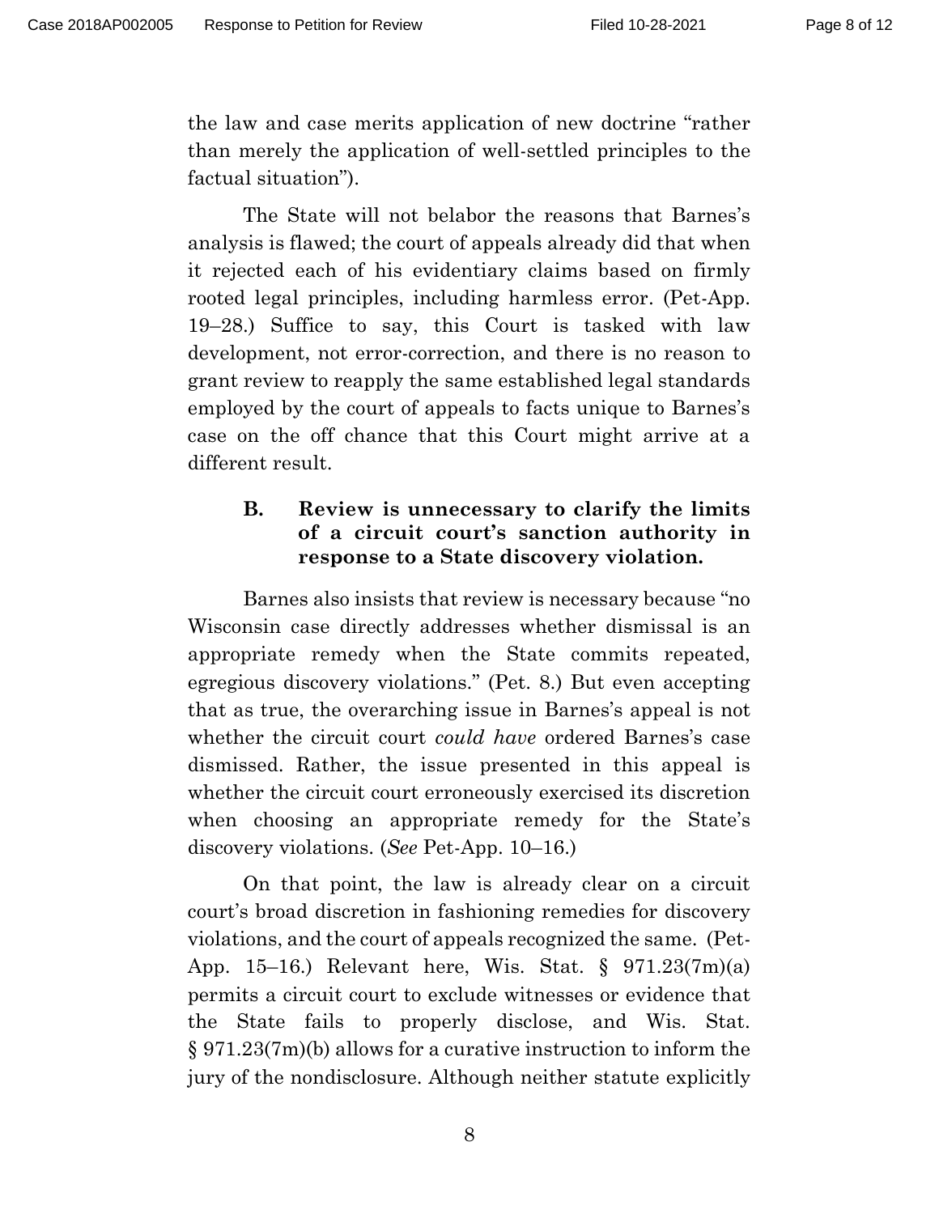the law and case merits application of new doctrine "rather than merely the application of well-settled principles to the factual situation").

The State will not belabor the reasons that Barnes's analysis is flawed; the court of appeals already did that when it rejected each of his evidentiary claims based on firmly rooted legal principles, including harmless error. (Pet-App. 19–28.) Suffice to say, this Court is tasked with law development, not error-correction, and there is no reason to grant review to reapply the same established legal standards employed by the court of appeals to facts unique to Barnes's case on the off chance that this Court might arrive at a different result.

### B. Review is unnecessary to clarify the limits of a circuit court's sanction authority in response to a State discovery violation.

Barnes also insists that review is necessary because "no Wisconsin case directly addresses whether dismissal is an appropriate remedy when the State commits repeated, egregious discovery violations." (Pet. 8.) But even accepting that as true, the overarching issue in Barnes's appeal is not whether the circuit court *could have* ordered Barnes's case dismissed. Rather, the issue presented in this appeal is whether the circuit court erroneously exercised its discretion when choosing an appropriate remedy for the State's discovery violations. (*See* Pet-App. 10–16.)

On that point, the law is already clear on a circuit court's broad discretion in fashioning remedies for discovery violations, and the court of appeals recognized the same. (Pet-App. 15–16.) Relevant here, Wis. Stat. § 971.23(7m)(a) permits a circuit court to exclude witnesses or evidence that the State fails to properly disclose, and Wis. Stat. § 971.23(7m)(b) allows for a curative instruction to inform the jury of the nondisclosure. Although neither statute explicitly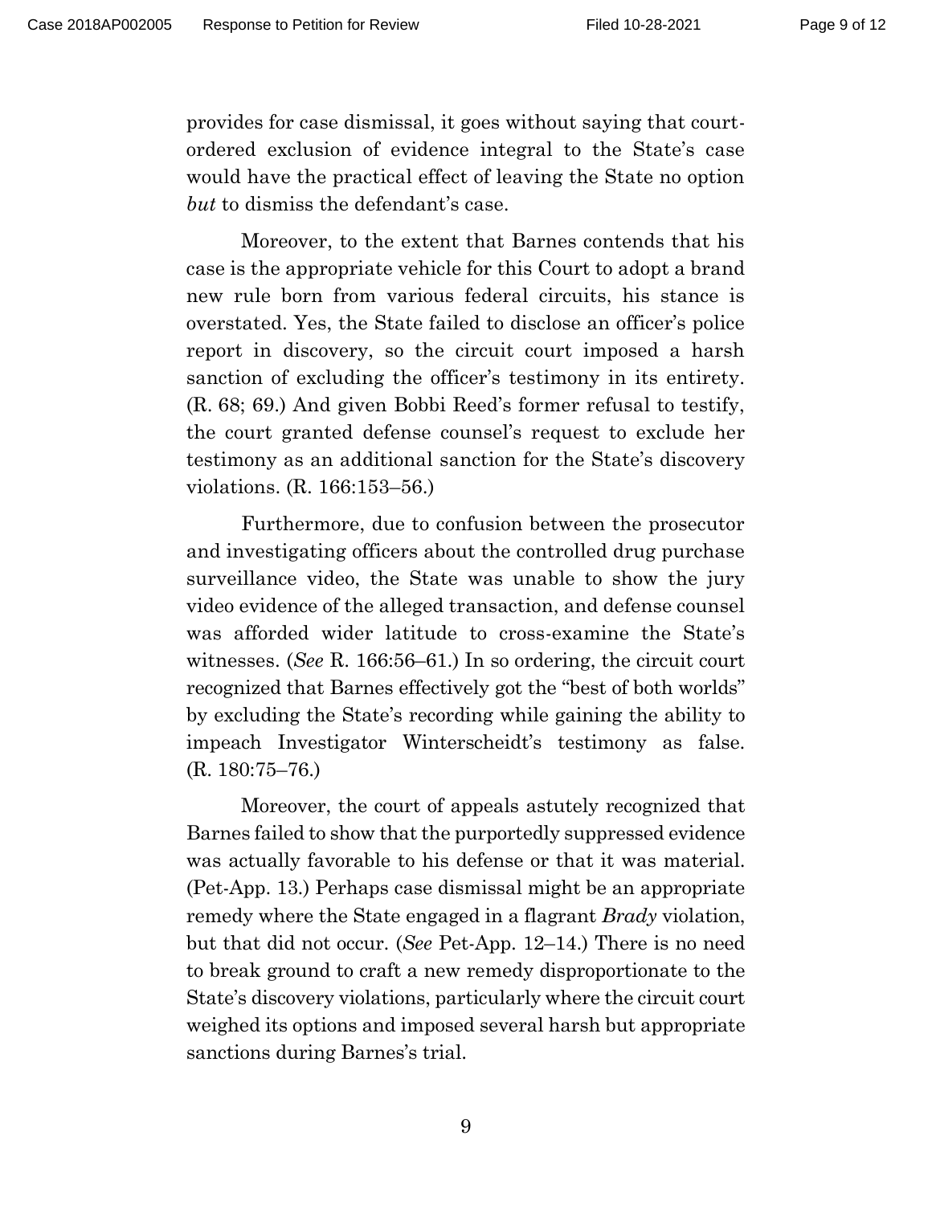provides for case dismissal, it goes without saying that court-ordered exclusion of evidence integral to the State's case would have the practical effect of leaving the State no option *but* to dismiss the defendant's case.

Moreover, to the extent that Barnes contends that his case is the appropriate vehicle for this Court to adopt a brand new rule born from various federal circuits, his stance is overstated. Yes, the State failed to disclose an officer's police report in discovery, so the circuit court imposed a harsh sanction of excluding the officer's testimony in its entirety. (R. 68; 69.) And given Bobbi Reed's former refusal to testify, the court granted defense counsel's request to exclude her testimony as an additional sanction for the State's discovery violations. (R. 166:153–56.)

Furthermore, due to confusion between the prosecutor and investigating officers about the controlled drug purchase surveillance video, the State was unable to show the jury video evidence of the alleged transaction, and defense counsel was afforded wider latitude to cross-examine the State's witnesses. (*See* R. 166:56–61.) In so ordering, the circuit court recognized that Barnes effectively got the "best of both worlds" by excluding the State's recording while gaining the ability to impeach Investigator Winterscheidt's testimony as false. (R. 180:75–76.)

Moreover, the court of appeals astutely recognized that Barnes failed to show that the purportedly suppressed evidence was actually favorable to his defense or that it was material. (Pet-App. 13.) Perhaps case dismissal might be an appropriate remedy where the State engaged in a flagrant *Brady* violation, but that did not occur. (*See* Pet-App. 12–14.) There is no need to break ground to craft a new remedy disproportionate to the State's discovery violations, particularly where the circuit court weighed its options and imposed several harsh but appropriate sanctions during Barnes's trial.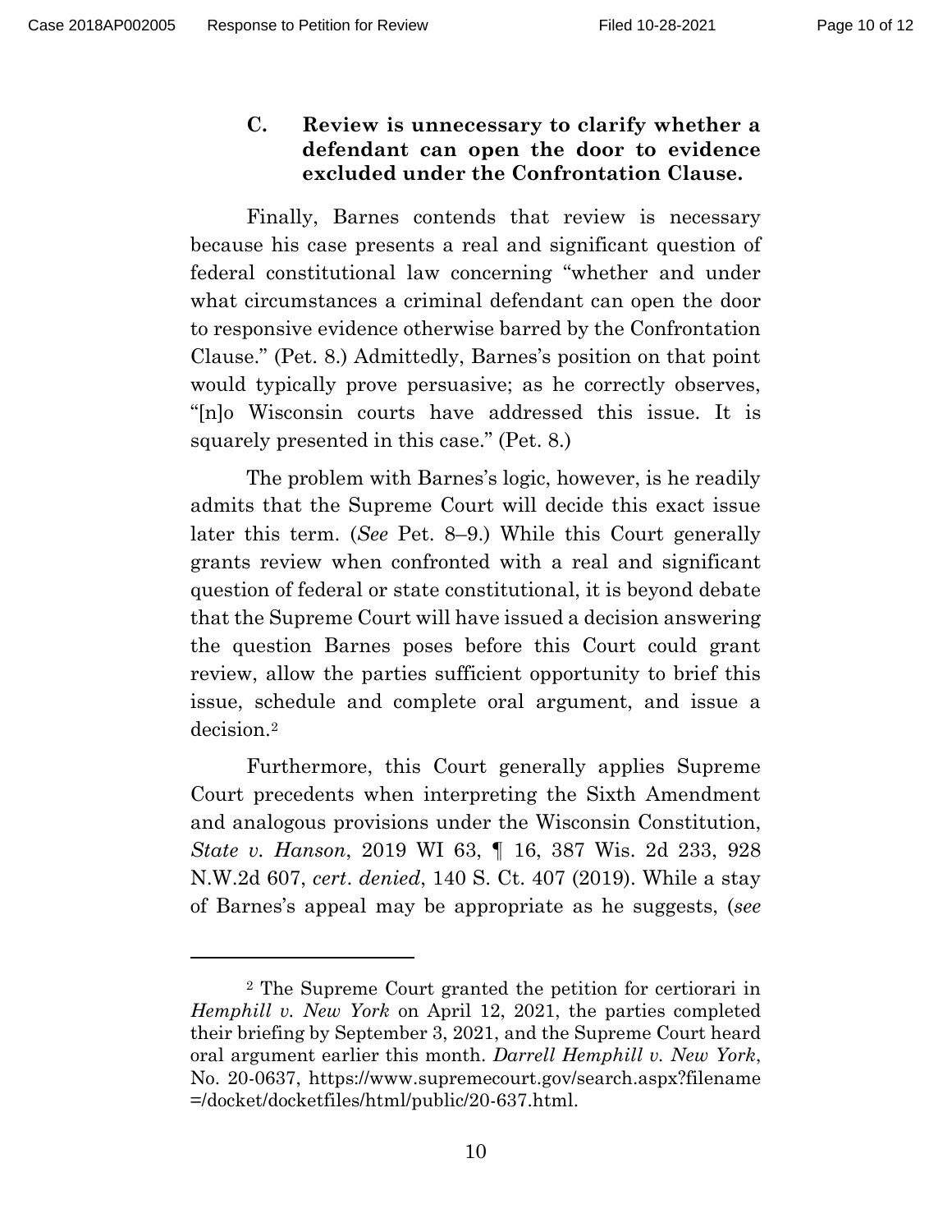### C. Review is unnecessary to clarify whether a defendant can open the door to evidence excluded under the Confrontation Clause.

Finally, Barnes contends that review is necessary because his case presents a real and significant question of federal constitutional law concerning "whether and under what circumstances a criminal defendant can open the door to responsive evidence otherwise barred by the Confrontation Clause." (Pet. 8.) Admittedly, Barnes's position on that point would typically prove persuasive; as he correctly observes, "[n]o Wisconsin courts have addressed this issue. It is squarely presented in this case." (Pet. 8.)

The problem with Barnes's logic, however, is he readily admits that the Supreme Court will decide this exact issue later this term. (*See* Pet. 8–9.) While this Court generally grants review when confronted with a real and significant question of federal or state constitutional, it is beyond debate that the Supreme Court will have issued a decision answering the question Barnes poses before this Court could grant review, allow the parties sufficient opportunity to brief this issue, schedule and complete oral argument, and issue a decision.[2]

Furthermore, this Court generally applies Supreme Court precedents when interpreting the Sixth Amendment and analogous provisions under the Wisconsin Constitution, *State v. Hanson*, 2019 WI 63, ¶ 16, 387 Wis. 2d 233, 928 N.W.2d 607, *cert. denied*, 140 S. Ct. 407 (2019). While a stay of Barnes's appeal may be appropriate as he suggests, (*see*

---

[2] The Supreme Court granted the petition for certiorari in *Hemphill v. New York* on April 12, 2021, the parties completed their briefing by September 3, 2021, and the Supreme Court heard oral argument earlier this month. *Darrell Hemphill v. New York*, No. 20-0637, https://www.supremecourt.gov/search.aspx?filename=/docket/docketfiles/html/public/20-637.html.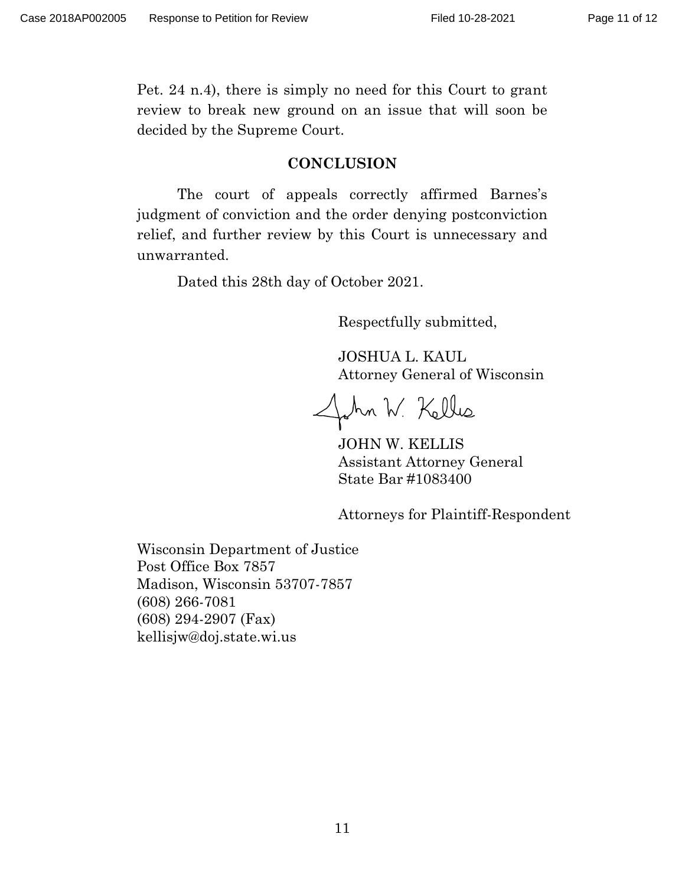Pet. 24 n.4), there is simply no need for this Court to grant review to break new ground on an issue that will soon be decided by the Supreme Court.

## CONCLUSION

The court of appeals correctly affirmed Barnes's judgment of conviction and the order denying postconviction relief, and further review by this Court is unnecessary and unwarranted.

Dated this 28th day of October 2021.

Respectfully submitted,

JOSHUA L. KAUL
Attorney General of Wisconsin

John W. Kellis

JOHN W. KELLIS
Assistant Attorney General
State Bar #1083400

Attorneys for Plaintiff-Respondent

Wisconsin Department of Justice
Post Office Box 7857
Madison, Wisconsin 53707-7857
(608) 266-7081
(608) 294-2907 (Fax)
kellisjw@doj.state.wi.us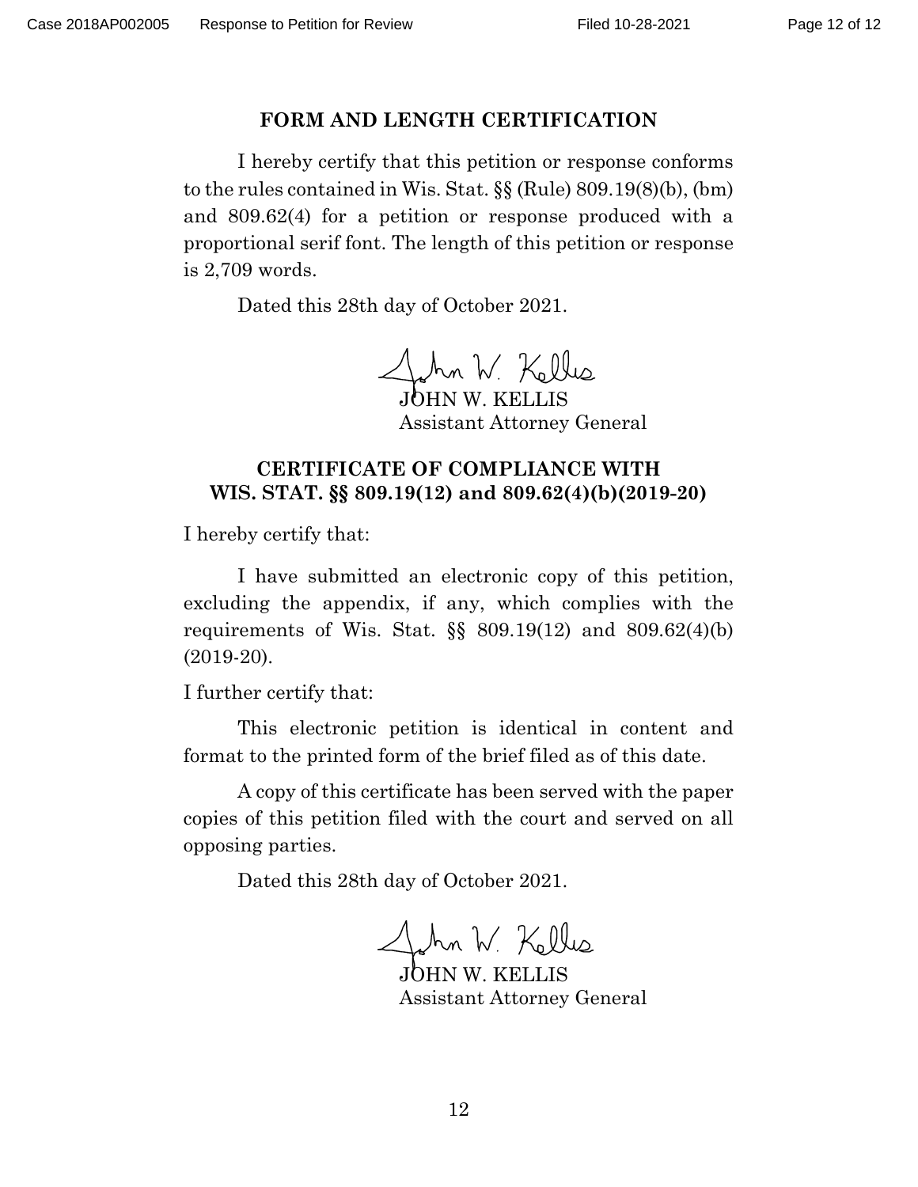## FORM AND LENGTH CERTIFICATION

I hereby certify that this petition or response conforms to the rules contained in Wis. Stat. §§ (Rule) 809.19(8)(b), (bm) and 809.62(4) for a petition or response produced with a proportional serif font. The length of this petition or response is 2,709 words.

Dated this 28th day of October 2021.

John W. Kellis
JOHN W. KELLIS
Assistant Attorney General

## CERTIFICATE OF COMPLIANCE WITH WIS. STAT. §§ 809.19(12) and 809.62(4)(b)(2019-20)

I hereby certify that:

I have submitted an electronic copy of this petition, excluding the appendix, if any, which complies with the requirements of Wis. Stat. §§ 809.19(12) and 809.62(4)(b) (2019-20).

I further certify that:

This electronic petition is identical in content and format to the printed form of the brief filed as of this date.

A copy of this certificate has been served with the paper copies of this petition filed with the court and served on all opposing parties.

Dated this 28th day of October 2021.

John W. Kellis
JOHN W. KELLIS
Assistant Attorney General